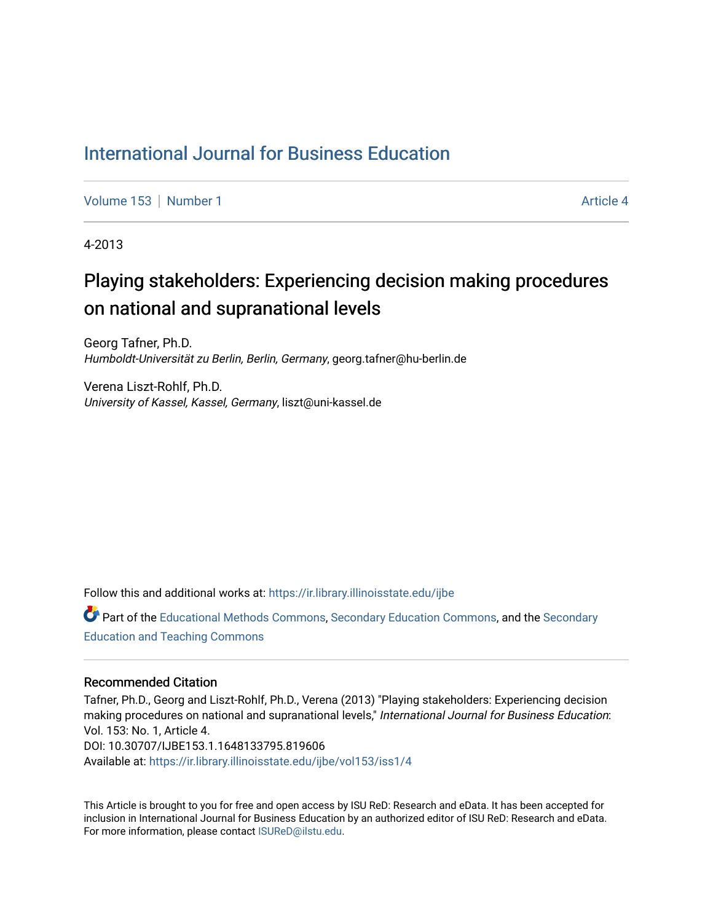# International Journal for Business Education

Volume 153 | Number 1 Article 4

4-2013

## Playing stakeholders: Experiencing decision making procedures on national and supranational levels

Georg Tafner, Ph.D.
*Humboldt-Universität zu Berlin, Berlin, Germany*, georg.tafner@hu-berlin.de

Verena Liszt-Rohlf, Ph.D.
*University of Kassel, Kassel, Germany*, liszt@uni-kassel.de

Follow this and additional works at: https://ir.library.illinoisstate.edu/ijbe

Part of the Educational Methods Commons, Secondary Education Commons, and the Secondary Education and Teaching Commons

### Recommended Citation

Tafner, Ph.D., Georg and Liszt-Rohlf, Ph.D., Verena (2013) "Playing stakeholders: Experiencing decision making procedures on national and supranational levels," *International Journal for Business Education*: Vol. 153: No. 1, Article 4.
DOI: 10.30707/IJBE153.1.1648133795.819606
Available at: https://ir.library.illinoisstate.edu/ijbe/vol153/iss1/4

This Article is brought to you for free and open access by ISU ReD: Research and eData. It has been accepted for inclusion in International Journal for Business Education by an authorized editor of ISU ReD: Research and eData. For more information, please contact ISUReD@ilstu.edu.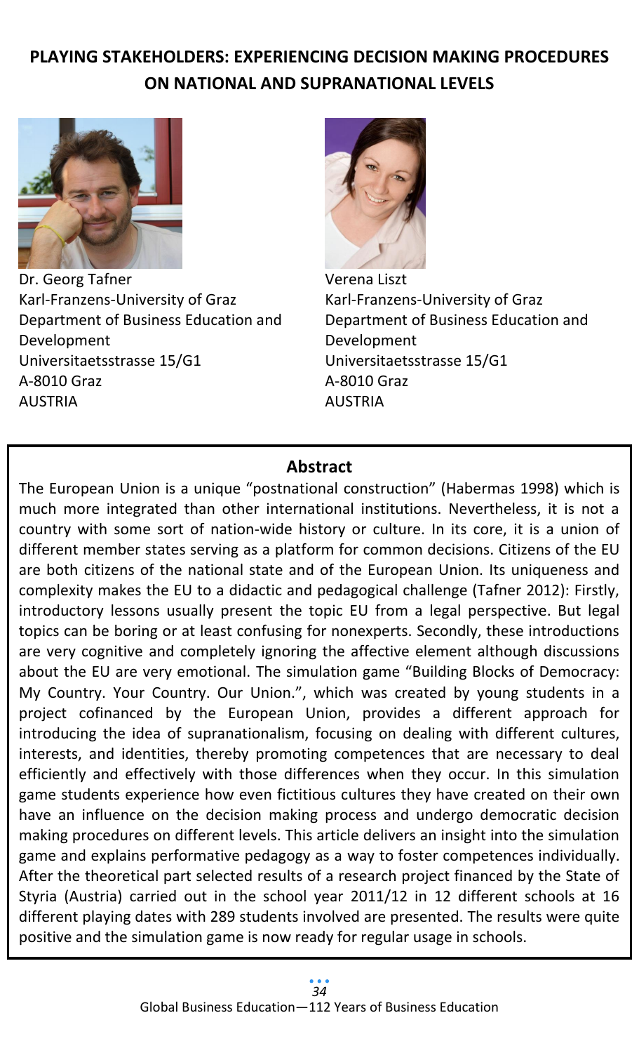# PLAYING STAKEHOLDERS: EXPERIENCING DECISION MAKING PROCEDURES ON NATIONAL AND SUPRANATIONAL LEVELS

Dr. Georg Tafner
Karl-Franzens-University of Graz
Department of Business Education and Development
Universitaetsstrasse 15/G1
A-8010 Graz
AUSTRIA

Verena Liszt
Karl-Franzens-University of Graz
Department of Business Education and Development
Universitaetsstrasse 15/G1
A-8010 Graz
AUSTRIA

## Abstract

The European Union is a unique "postnational construction" (Habermas 1998) which is much more integrated than other international institutions. Nevertheless, it is not a country with some sort of nation-wide history or culture. In its core, it is a union of different member states serving as a platform for common decisions. Citizens of the EU are both citizens of the national state and of the European Union. Its uniqueness and complexity makes the EU to a didactic and pedagogical challenge (Tafner 2012): Firstly, introductory lessons usually present the topic EU from a legal perspective. But legal topics can be boring or at least confusing for nonexperts. Secondly, these introductions are very cognitive and completely ignoring the affective element although discussions about the EU are very emotional. The simulation game "Building Blocks of Democracy: My Country. Your Country. Our Union.", which was created by young students in a project cofinanced by the European Union, provides a different approach for introducing the idea of supranationalism, focusing on dealing with different cultures, interests, and identities, thereby promoting competences that are necessary to deal efficiently and effectively with those differences when they occur. In this simulation game students experience how even fictitious cultures they have created on their own have an influence on the decision making process and undergo democratic decision making procedures on different levels. This article delivers an insight into the simulation game and explains performative pedagogy as a way to foster competences individually. After the theoretical part selected results of a research project financed by the State of Styria (Austria) carried out in the school year 2011/12 in 12 different schools at 16 different playing dates with 289 students involved are presented. The results were quite positive and the simulation game is now ready for regular usage in schools.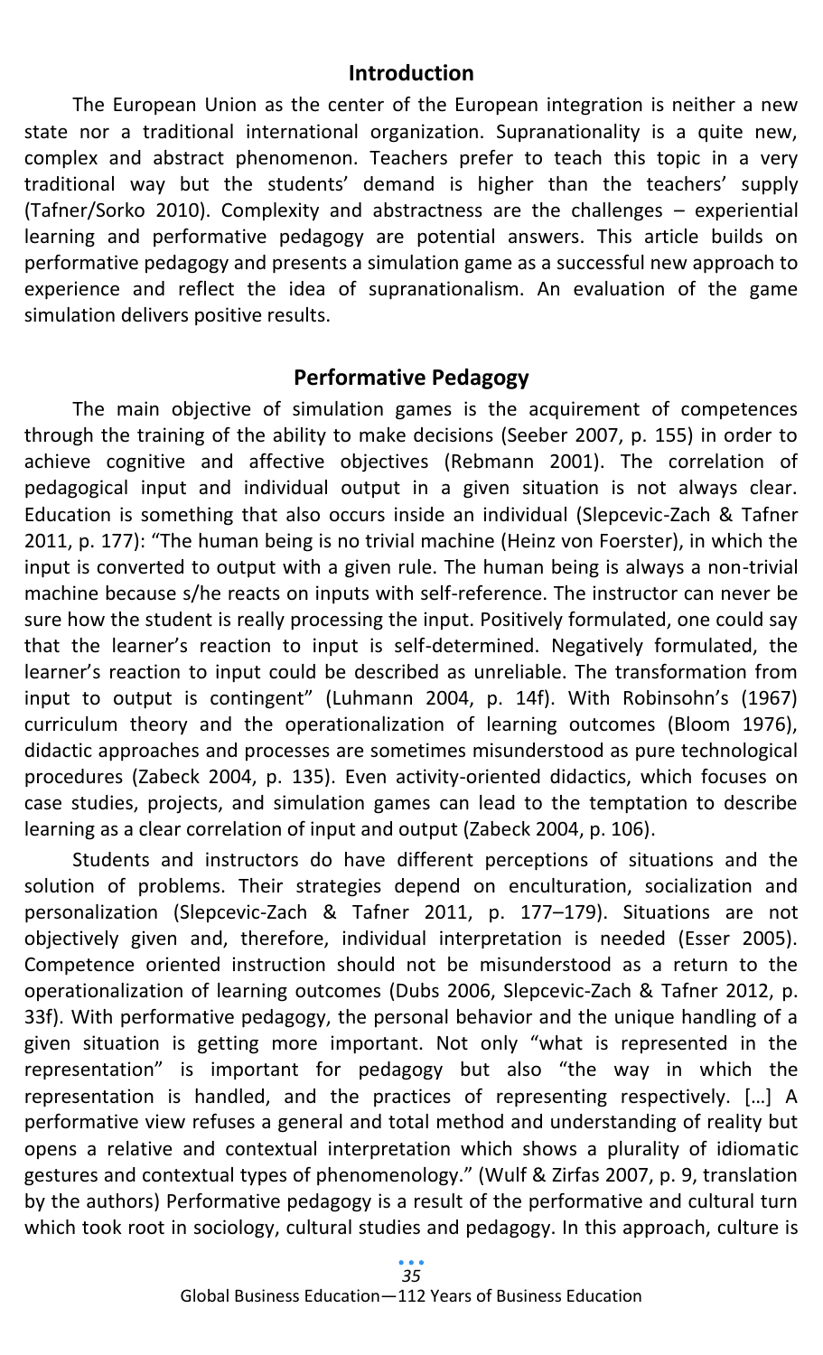## Introduction

The European Union as the center of the European integration is neither a new state nor a traditional international organization. Supranationality is a quite new, complex and abstract phenomenon. Teachers prefer to teach this topic in a very traditional way but the students' demand is higher than the teachers' supply (Tafner/Sorko 2010). Complexity and abstractness are the challenges – experiential learning and performative pedagogy are potential answers. This article builds on performative pedagogy and presents a simulation game as a successful new approach to experience and reflect the idea of supranationalism. An evaluation of the game simulation delivers positive results.

## Performative Pedagogy

The main objective of simulation games is the acquirement of competences through the training of the ability to make decisions (Seeber 2007, p. 155) in order to achieve cognitive and affective objectives (Rebmann 2001). The correlation of pedagogical input and individual output in a given situation is not always clear. Education is something that also occurs inside an individual (Slepcevic-Zach & Tafner 2011, p. 177): "The human being is no trivial machine (Heinz von Foerster), in which the input is converted to output with a given rule. The human being is always a non-trivial machine because s/he reacts on inputs with self-reference. The instructor can never be sure how the student is really processing the input. Positively formulated, one could say that the learner's reaction to input is self-determined. Negatively formulated, the learner's reaction to input could be described as unreliable. The transformation from input to output is contingent" (Luhmann 2004, p. 14f). With Robinsohn's (1967) curriculum theory and the operationalization of learning outcomes (Bloom 1976), didactic approaches and processes are sometimes misunderstood as pure technological procedures (Zabeck 2004, p. 135). Even activity-oriented didactics, which focuses on case studies, projects, and simulation games can lead to the temptation to describe learning as a clear correlation of input and output (Zabeck 2004, p. 106).

Students and instructors do have different perceptions of situations and the solution of problems. Their strategies depend on enculturation, socialization and personalization (Slepcevic-Zach & Tafner 2011, p. 177–179). Situations are not objectively given and, therefore, individual interpretation is needed (Esser 2005). Competence oriented instruction should not be misunderstood as a return to the operationalization of learning outcomes (Dubs 2006, Slepcevic-Zach & Tafner 2012, p. 33f). With performative pedagogy, the personal behavior and the unique handling of a given situation is getting more important. Not only "what is represented in the representation" is important for pedagogy but also "the way in which the representation is handled, and the practices of representing respectively. […] A performative view refuses a general and total method and understanding of reality but opens a relative and contextual interpretation which shows a plurality of idiomatic gestures and contextual types of phenomenology." (Wulf & Zirfas 2007, p. 9, translation by the authors) Performative pedagogy is a result of the performative and cultural turn which took root in sociology, cultural studies and pedagogy. In this approach, culture is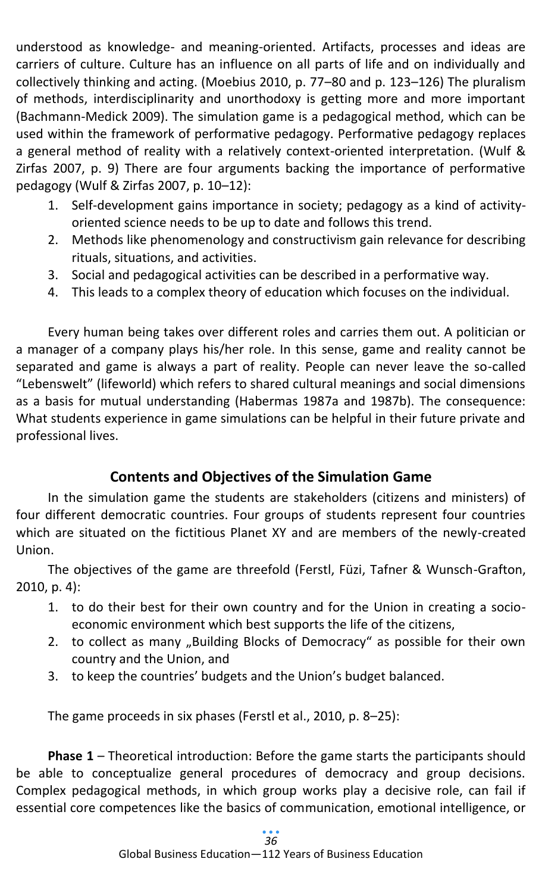understood as knowledge- and meaning-oriented. Artifacts, processes and ideas are carriers of culture. Culture has an influence on all parts of life and on individually and collectively thinking and acting. (Moebius 2010, p. 77–80 and p. 123–126) The pluralism of methods, interdisciplinarity and unorthodoxy is getting more and more important (Bachmann-Medick 2009). The simulation game is a pedagogical method, which can be used within the framework of performative pedagogy. Performative pedagogy replaces a general method of reality with a relatively context-oriented interpretation. (Wulf & Zirfas 2007, p. 9) There are four arguments backing the importance of performative pedagogy (Wulf & Zirfas 2007, p. 10–12):

1. Self-development gains importance in society; pedagogy as a kind of activity-oriented science needs to be up to date and follows this trend.
2. Methods like phenomenology and constructivism gain relevance for describing rituals, situations, and activities.
3. Social and pedagogical activities can be described in a performative way.
4. This leads to a complex theory of education which focuses on the individual.

Every human being takes over different roles and carries them out. A politician or a manager of a company plays his/her role. In this sense, game and reality cannot be separated and game is always a part of reality. People can never leave the so-called "Lebenswelt" (lifeworld) which refers to shared cultural meanings and social dimensions as a basis for mutual understanding (Habermas 1987a and 1987b). The consequence: What students experience in game simulations can be helpful in their future private and professional lives.

## Contents and Objectives of the Simulation Game

In the simulation game the students are stakeholders (citizens and ministers) of four different democratic countries. Four groups of students represent four countries which are situated on the fictitious Planet XY and are members of the newly-created Union.

The objectives of the game are threefold (Ferstl, Füzi, Tafner & Wunsch-Grafton, 2010, p. 4):

1. to do their best for their own country and for the Union in creating a socio-economic environment which best supports the life of the citizens,
2. to collect as many „Building Blocks of Democracy" as possible for their own country and the Union, and
3. to keep the countries' budgets and the Union's budget balanced.

The game proceeds in six phases (Ferstl et al., 2010, p. 8–25):

**Phase 1** – Theoretical introduction: Before the game starts the participants should be able to conceptualize general procedures of democracy and group decisions. Complex pedagogical methods, in which group works play a decisive role, can fail if essential core competences like the basics of communication, emotional intelligence, or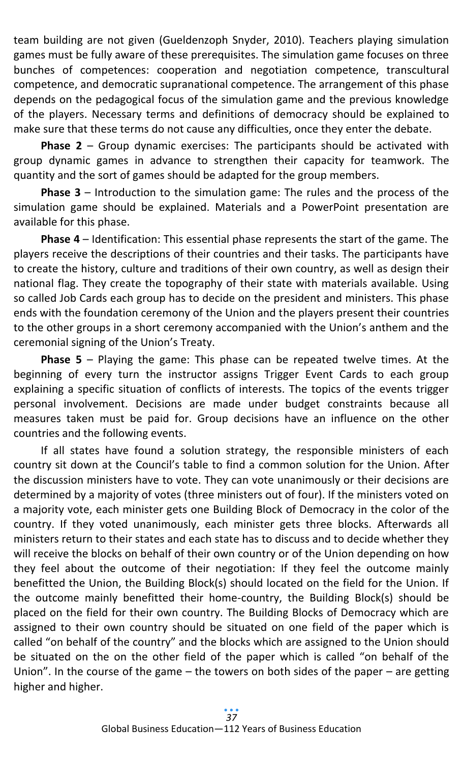team building are not given (Gueldenzoph Snyder, 2010). Teachers playing simulation games must be fully aware of these prerequisites. The simulation game focuses on three bunches of competences: cooperation and negotiation competence, transcultural competence, and democratic supranational competence. The arrangement of this phase depends on the pedagogical focus of the simulation game and the previous knowledge of the players. Necessary terms and definitions of democracy should be explained to make sure that these terms do not cause any difficulties, once they enter the debate.

**Phase 2** – Group dynamic exercises: The participants should be activated with group dynamic games in advance to strengthen their capacity for teamwork. The quantity and the sort of games should be adapted for the group members.

**Phase 3** – Introduction to the simulation game: The rules and the process of the simulation game should be explained. Materials and a PowerPoint presentation are available for this phase.

**Phase 4** – Identification: This essential phase represents the start of the game. The players receive the descriptions of their countries and their tasks. The participants have to create the history, culture and traditions of their own country, as well as design their national flag. They create the topography of their state with materials available. Using so called Job Cards each group has to decide on the president and ministers. This phase ends with the foundation ceremony of the Union and the players present their countries to the other groups in a short ceremony accompanied with the Union's anthem and the ceremonial signing of the Union's Treaty.

**Phase 5** – Playing the game: This phase can be repeated twelve times. At the beginning of every turn the instructor assigns Trigger Event Cards to each group explaining a specific situation of conflicts of interests. The topics of the events trigger personal involvement. Decisions are made under budget constraints because all measures taken must be paid for. Group decisions have an influence on the other countries and the following events.

If all states have found a solution strategy, the responsible ministers of each country sit down at the Council's table to find a common solution for the Union. After the discussion ministers have to vote. They can vote unanimously or their decisions are determined by a majority of votes (three ministers out of four). If the ministers voted on a majority vote, each minister gets one Building Block of Democracy in the color of the country. If they voted unanimously, each minister gets three blocks. Afterwards all ministers return to their states and each state has to discuss and to decide whether they will receive the blocks on behalf of their own country or of the Union depending on how they feel about the outcome of their negotiation: If they feel the outcome mainly benefitted the Union, the Building Block(s) should located on the field for the Union. If the outcome mainly benefitted their home-country, the Building Block(s) should be placed on the field for their own country. The Building Blocks of Democracy which are assigned to their own country should be situated on one field of the paper which is called "on behalf of the country" and the blocks which are assigned to the Union should be situated on the on the other field of the paper which is called "on behalf of the Union". In the course of the game – the towers on both sides of the paper – are getting higher and higher.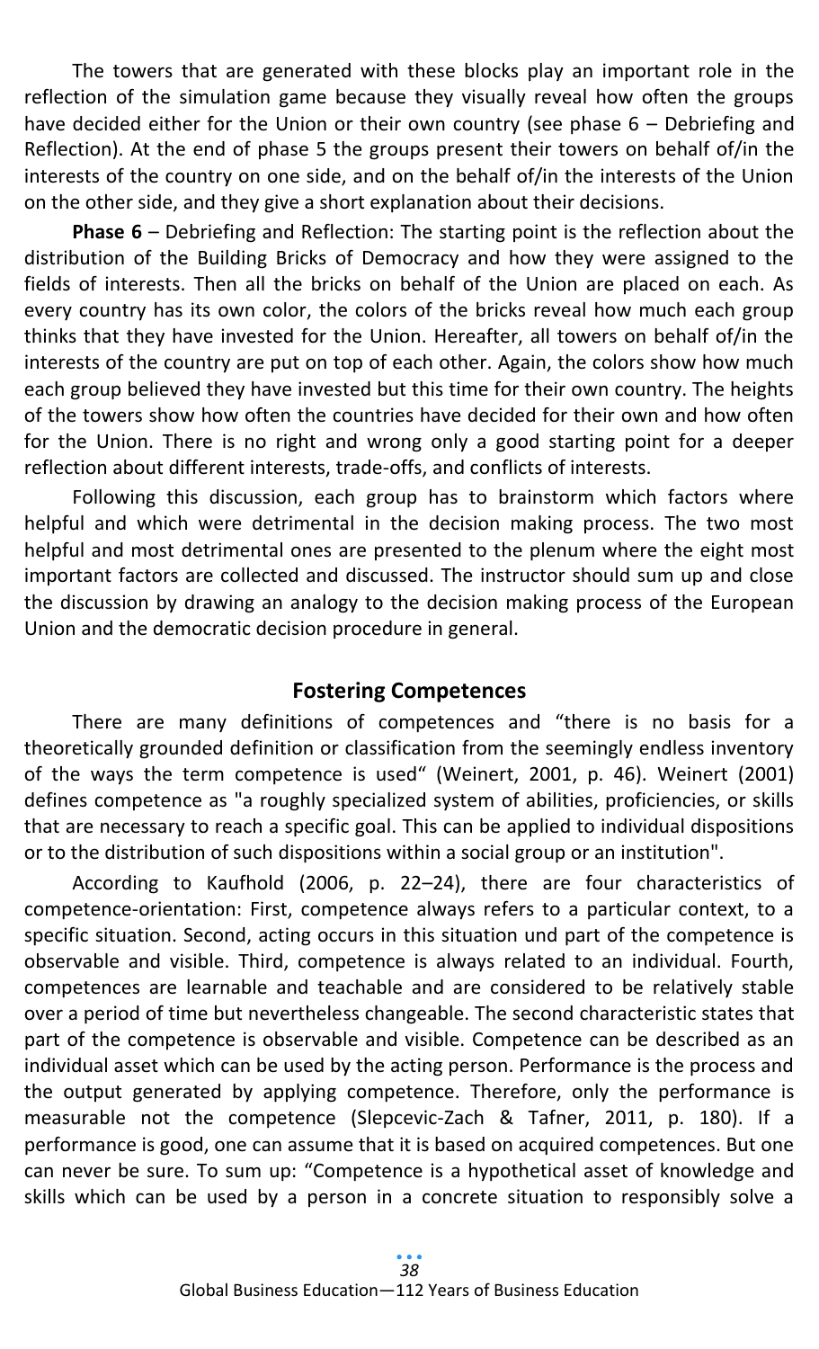The towers that are generated with these blocks play an important role in the reflection of the simulation game because they visually reveal how often the groups have decided either for the Union or their own country (see phase 6 – Debriefing and Reflection). At the end of phase 5 the groups present their towers on behalf of/in the interests of the country on one side, and on the behalf of/in the interests of the Union on the other side, and they give a short explanation about their decisions.

**Phase 6** – Debriefing and Reflection: The starting point is the reflection about the distribution of the Building Bricks of Democracy and how they were assigned to the fields of interests. Then all the bricks on behalf of the Union are placed on each. As every country has its own color, the colors of the bricks reveal how much each group thinks that they have invested for the Union. Hereafter, all towers on behalf of/in the interests of the country are put on top of each other. Again, the colors show how much each group believed they have invested but this time for their own country. The heights of the towers show how often the countries have decided for their own and how often for the Union. There is no right and wrong only a good starting point for a deeper reflection about different interests, trade-offs, and conflicts of interests.

Following this discussion, each group has to brainstorm which factors where helpful and which were detrimental in the decision making process. The two most helpful and most detrimental ones are presented to the plenum where the eight most important factors are collected and discussed. The instructor should sum up and close the discussion by drawing an analogy to the decision making process of the European Union and the democratic decision procedure in general.

## Fostering Competences

There are many definitions of competences and "there is no basis for a theoretically grounded definition or classification from the seemingly endless inventory of the ways the term competence is used" (Weinert, 2001, p. 46). Weinert (2001) defines competence as "a roughly specialized system of abilities, proficiencies, or skills that are necessary to reach a specific goal. This can be applied to individual dispositions or to the distribution of such dispositions within a social group or an institution".

According to Kaufhold (2006, p. 22–24), there are four characteristics of competence-orientation: First, competence always refers to a particular context, to a specific situation. Second, acting occurs in this situation und part of the competence is observable and visible. Third, competence is always related to an individual. Fourth, competences are learnable and teachable and are considered to be relatively stable over a period of time but nevertheless changeable. The second characteristic states that part of the competence is observable and visible. Competence can be described as an individual asset which can be used by the acting person. Performance is the process and the output generated by applying competence. Therefore, only the performance is measurable not the competence (Slepcevic-Zach & Tafner, 2011, p. 180). If a performance is good, one can assume that it is based on acquired competences. But one can never be sure. To sum up: "Competence is a hypothetical asset of knowledge and skills which can be used by a person in a concrete situation to responsibly solve a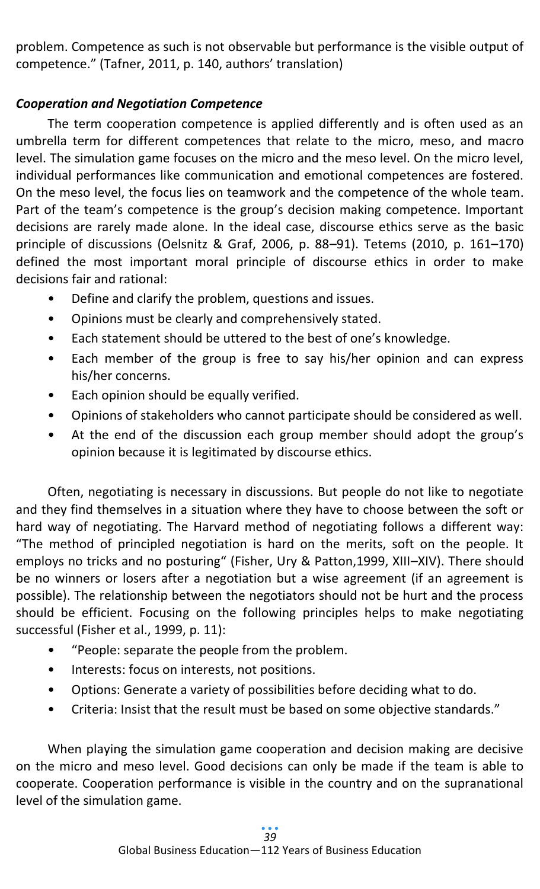problem. Competence as such is not observable but performance is the visible output of competence." (Tafner, 2011, p. 140, authors' translation)

### *Cooperation and Negotiation Competence*

The term cooperation competence is applied differently and is often used as an umbrella term for different competences that relate to the micro, meso, and macro level. The simulation game focuses on the micro and the meso level. On the micro level, individual performances like communication and emotional competences are fostered. On the meso level, the focus lies on teamwork and the competence of the whole team. Part of the team's competence is the group's decision making competence. Important decisions are rarely made alone. In the ideal case, discourse ethics serve as the basic principle of discussions (Oelsnitz & Graf, 2006, p. 88–91). Tetems (2010, p. 161–170) defined the most important moral principle of discourse ethics in order to make decisions fair and rational:

- Define and clarify the problem, questions and issues.
- Opinions must be clearly and comprehensively stated.
- Each statement should be uttered to the best of one's knowledge.
- Each member of the group is free to say his/her opinion and can express his/her concerns.
- Each opinion should be equally verified.
- Opinions of stakeholders who cannot participate should be considered as well.
- At the end of the discussion each group member should adopt the group's opinion because it is legitimated by discourse ethics.

Often, negotiating is necessary in discussions. But people do not like to negotiate and they find themselves in a situation where they have to choose between the soft or hard way of negotiating. The Harvard method of negotiating follows a different way: "The method of principled negotiation is hard on the merits, soft on the people. It employs no tricks and no posturing" (Fisher, Ury & Patton,1999, XIII–XIV). There should be no winners or losers after a negotiation but a wise agreement (if an agreement is possible). The relationship between the negotiators should not be hurt and the process should be efficient. Focusing on the following principles helps to make negotiating successful (Fisher et al., 1999, p. 11):

- "People: separate the people from the problem.
- Interests: focus on interests, not positions.
- Options: Generate a variety of possibilities before deciding what to do.
- Criteria: Insist that the result must be based on some objective standards."

When playing the simulation game cooperation and decision making are decisive on the micro and meso level. Good decisions can only be made if the team is able to cooperate. Cooperation performance is visible in the country and on the supranational level of the simulation game.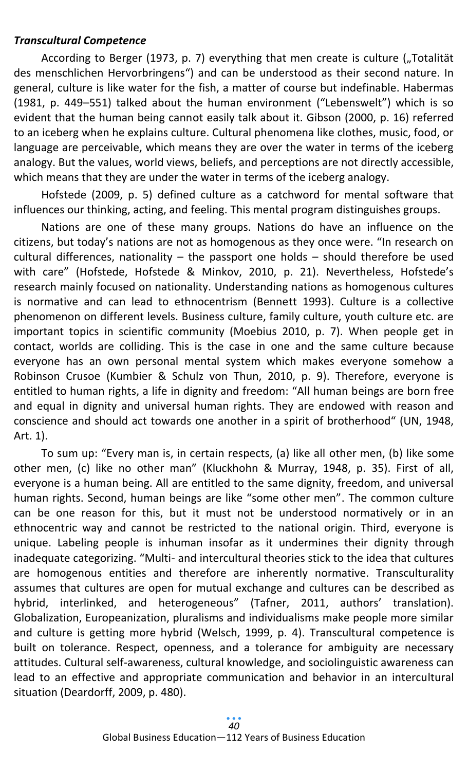***Transcultural Competence***

According to Berger (1973, p. 7) everything that men create is culture („Totalität des menschlichen Hervorbringens") and can be understood as their second nature. In general, culture is like water for the fish, a matter of course but indefinable. Habermas (1981, p. 449–551) talked about the human environment ("Lebenswelt") which is so evident that the human being cannot easily talk about it. Gibson (2000, p. 16) referred to an iceberg when he explains culture. Cultural phenomena like clothes, music, food, or language are perceivable, which means they are over the water in terms of the iceberg analogy. But the values, world views, beliefs, and perceptions are not directly accessible, which means that they are under the water in terms of the iceberg analogy.

Hofstede (2009, p. 5) defined culture as a catchword for mental software that influences our thinking, acting, and feeling. This mental program distinguishes groups.

Nations are one of these many groups. Nations do have an influence on the citizens, but today's nations are not as homogenous as they once were. "In research on cultural differences, nationality – the passport one holds – should therefore be used with care" (Hofstede, Hofstede & Minkov, 2010, p. 21). Nevertheless, Hofstede's research mainly focused on nationality. Understanding nations as homogenous cultures is normative and can lead to ethnocentrism (Bennett 1993). Culture is a collective phenomenon on different levels. Business culture, family culture, youth culture etc. are important topics in scientific community (Moebius 2010, p. 7). When people get in contact, worlds are colliding. This is the case in one and the same culture because everyone has an own personal mental system which makes everyone somehow a Robinson Crusoe (Kumbier & Schulz von Thun, 2010, p. 9). Therefore, everyone is entitled to human rights, a life in dignity and freedom: "All human beings are born free and equal in dignity and universal human rights. They are endowed with reason and conscience and should act towards one another in a spirit of brotherhood" (UN, 1948, Art. 1).

To sum up: "Every man is, in certain respects, (a) like all other men, (b) like some other men, (c) like no other man" (Kluckhohn & Murray, 1948, p. 35). First of all, everyone is a human being. All are entitled to the same dignity, freedom, and universal human rights. Second, human beings are like "some other men". The common culture can be one reason for this, but it must not be understood normatively or in an ethnocentric way and cannot be restricted to the national origin. Third, everyone is unique. Labeling people is inhuman insofar as it undermines their dignity through inadequate categorizing. "Multi- and intercultural theories stick to the idea that cultures are homogenous entities and therefore are inherently normative. Transculturality assumes that cultures are open for mutual exchange and cultures can be described as hybrid, interlinked, and heterogeneous" (Tafner, 2011, authors' translation). Globalization, Europeanization, pluralisms and individualisms make people more similar and culture is getting more hybrid (Welsch, 1999, p. 4). Transcultural competence is built on tolerance. Respect, openness, and a tolerance for ambiguity are necessary attitudes. Cultural self-awareness, cultural knowledge, and sociolinguistic awareness can lead to an effective and appropriate communication and behavior in an intercultural situation (Deardorff, 2009, p. 480).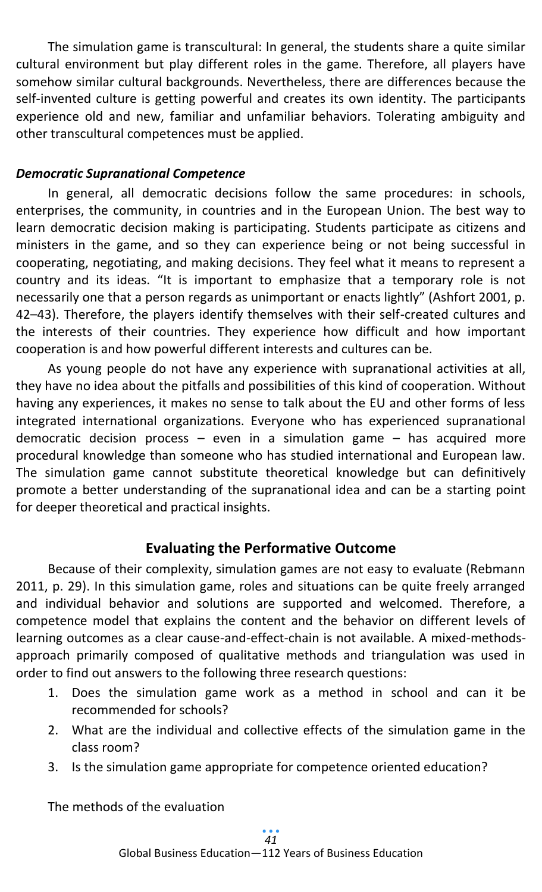The simulation game is transcultural: In general, the students share a quite similar cultural environment but play different roles in the game. Therefore, all players have somehow similar cultural backgrounds. Nevertheless, there are differences because the self-invented culture is getting powerful and creates its own identity. The participants experience old and new, familiar and unfamiliar behaviors. Tolerating ambiguity and other transcultural competences must be applied.

***Democratic Supranational Competence***

In general, all democratic decisions follow the same procedures: in schools, enterprises, the community, in countries and in the European Union. The best way to learn democratic decision making is participating. Students participate as citizens and ministers in the game, and so they can experience being or not being successful in cooperating, negotiating, and making decisions. They feel what it means to represent a country and its ideas. "It is important to emphasize that a temporary role is not necessarily one that a person regards as unimportant or enacts lightly" (Ashfort 2001, p. 42–43). Therefore, the players identify themselves with their self-created cultures and the interests of their countries. They experience how difficult and how important cooperation is and how powerful different interests and cultures can be.

As young people do not have any experience with supranational activities at all, they have no idea about the pitfalls and possibilities of this kind of cooperation. Without having any experiences, it makes no sense to talk about the EU and other forms of less integrated international organizations. Everyone who has experienced supranational democratic decision process – even in a simulation game – has acquired more procedural knowledge than someone who has studied international and European law. The simulation game cannot substitute theoretical knowledge but can definitively promote a better understanding of the supranational idea and can be a starting point for deeper theoretical and practical insights.

## Evaluating the Performative Outcome

Because of their complexity, simulation games are not easy to evaluate (Rebmann 2011, p. 29). In this simulation game, roles and situations can be quite freely arranged and individual behavior and solutions are supported and welcomed. Therefore, a competence model that explains the content and the behavior on different levels of learning outcomes as a clear cause-and-effect-chain is not available. A mixed-methods-approach primarily composed of qualitative methods and triangulation was used in order to find out answers to the following three research questions:

1. Does the simulation game work as a method in school and can it be recommended for schools?
2. What are the individual and collective effects of the simulation game in the class room?
3. Is the simulation game appropriate for competence oriented education?

The methods of the evaluation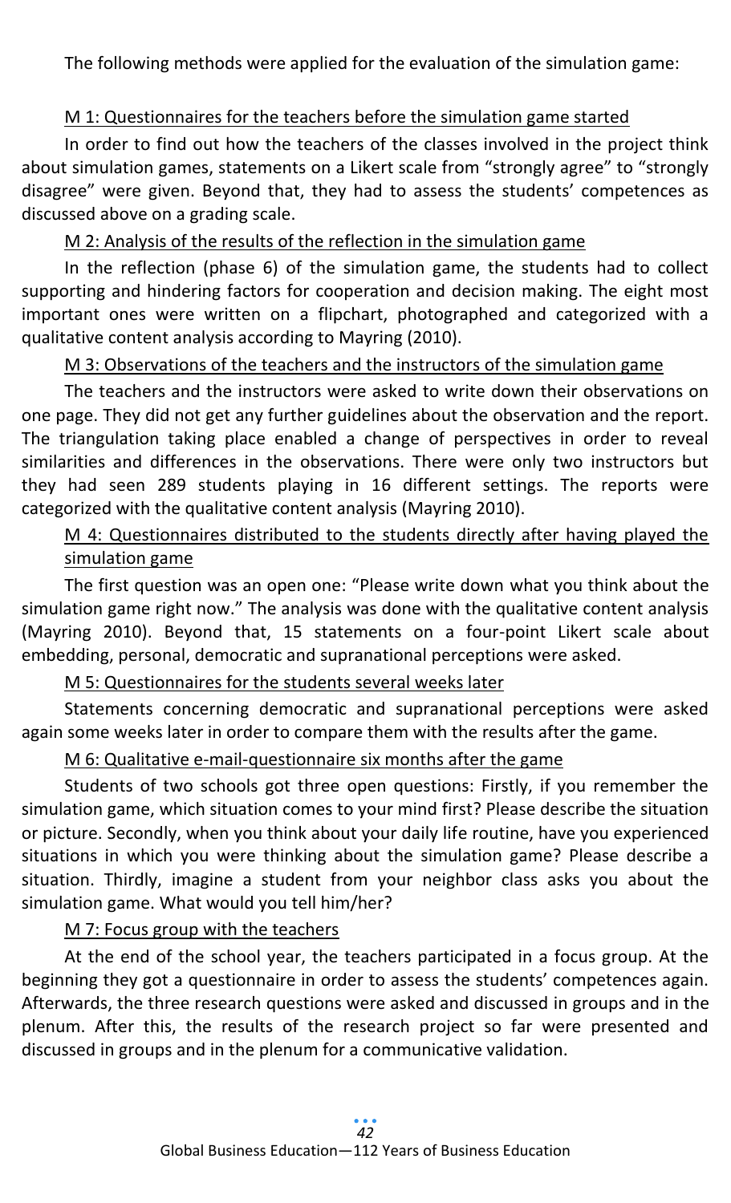The following methods were applied for the evaluation of the simulation game:

M 1: Questionnaires for the teachers before the simulation game started

In order to find out how the teachers of the classes involved in the project think about simulation games, statements on a Likert scale from “strongly agree” to “strongly disagree” were given. Beyond that, they had to assess the students’ competences as discussed above on a grading scale.

M 2: Analysis of the results of the reflection in the simulation game

In the reflection (phase 6) of the simulation game, the students had to collect supporting and hindering factors for cooperation and decision making. The eight most important ones were written on a flipchart, photographed and categorized with a qualitative content analysis according to Mayring (2010).

M 3: Observations of the teachers and the instructors of the simulation game

The teachers and the instructors were asked to write down their observations on one page. They did not get any further guidelines about the observation and the report. The triangulation taking place enabled a change of perspectives in order to reveal similarities and differences in the observations. There were only two instructors but they had seen 289 students playing in 16 different settings. The reports were categorized with the qualitative content analysis (Mayring 2010).

M 4: Questionnaires distributed to the students directly after having played the simulation game

The first question was an open one: “Please write down what you think about the simulation game right now.” The analysis was done with the qualitative content analysis (Mayring 2010). Beyond that, 15 statements on a four-point Likert scale about embedding, personal, democratic and supranational perceptions were asked.

M 5: Questionnaires for the students several weeks later

Statements concerning democratic and supranational perceptions were asked again some weeks later in order to compare them with the results after the game.

M 6: Qualitative e-mail-questionnaire six months after the game

Students of two schools got three open questions: Firstly, if you remember the simulation game, which situation comes to your mind first? Please describe the situation or picture. Secondly, when you think about your daily life routine, have you experienced situations in which you were thinking about the simulation game? Please describe a situation. Thirdly, imagine a student from your neighbor class asks you about the simulation game. What would you tell him/her?

M 7: Focus group with the teachers

At the end of the school year, the teachers participated in a focus group. At the beginning they got a questionnaire in order to assess the students’ competences again. Afterwards, the three research questions were asked and discussed in groups and in the plenum. After this, the results of the research project so far were presented and discussed in groups and in the plenum for a communicative validation.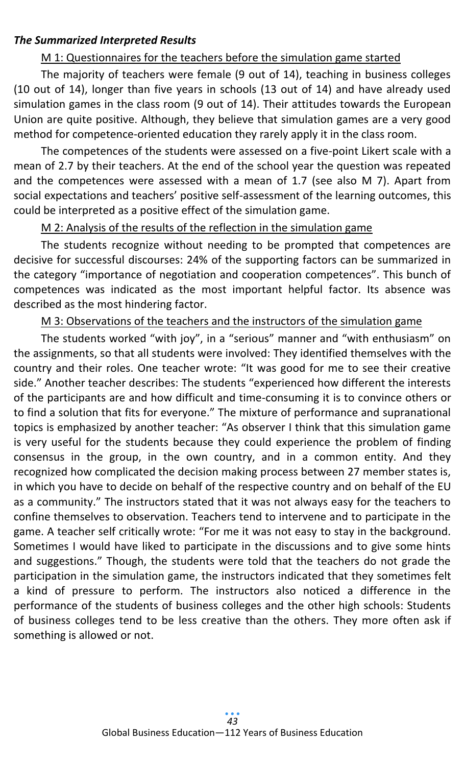***The Summarized Interpreted Results***

M 1: Questionnaires for the teachers before the simulation game started

The majority of teachers were female (9 out of 14), teaching in business colleges (10 out of 14), longer than five years in schools (13 out of 14) and have already used simulation games in the class room (9 out of 14). Their attitudes towards the European Union are quite positive. Although, they believe that simulation games are a very good method for competence-oriented education they rarely apply it in the class room.

The competences of the students were assessed on a five-point Likert scale with a mean of 2.7 by their teachers. At the end of the school year the question was repeated and the competences were assessed with a mean of 1.7 (see also M 7). Apart from social expectations and teachers' positive self-assessment of the learning outcomes, this could be interpreted as a positive effect of the simulation game.

M 2: Analysis of the results of the reflection in the simulation game

The students recognize without needing to be prompted that competences are decisive for successful discourses: 24% of the supporting factors can be summarized in the category "importance of negotiation and cooperation competences". This bunch of competences was indicated as the most important helpful factor. Its absence was described as the most hindering factor.

M 3: Observations of the teachers and the instructors of the simulation game

The students worked "with joy", in a "serious" manner and "with enthusiasm" on the assignments, so that all students were involved: They identified themselves with the country and their roles. One teacher wrote: "It was good for me to see their creative side." Another teacher describes: The students "experienced how different the interests of the participants are and how difficult and time-consuming it is to convince others or to find a solution that fits for everyone." The mixture of performance and supranational topics is emphasized by another teacher: "As observer I think that this simulation game is very useful for the students because they could experience the problem of finding consensus in the group, in the own country, and in a common entity. And they recognized how complicated the decision making process between 27 member states is, in which you have to decide on behalf of the respective country and on behalf of the EU as a community." The instructors stated that it was not always easy for the teachers to confine themselves to observation. Teachers tend to intervene and to participate in the game. A teacher self critically wrote: "For me it was not easy to stay in the background. Sometimes I would have liked to participate in the discussions and to give some hints and suggestions." Though, the students were told that the teachers do not grade the participation in the simulation game, the instructors indicated that they sometimes felt a kind of pressure to perform. The instructors also noticed a difference in the performance of the students of business colleges and the other high schools: Students of business colleges tend to be less creative than the others. They more often ask if something is allowed or not.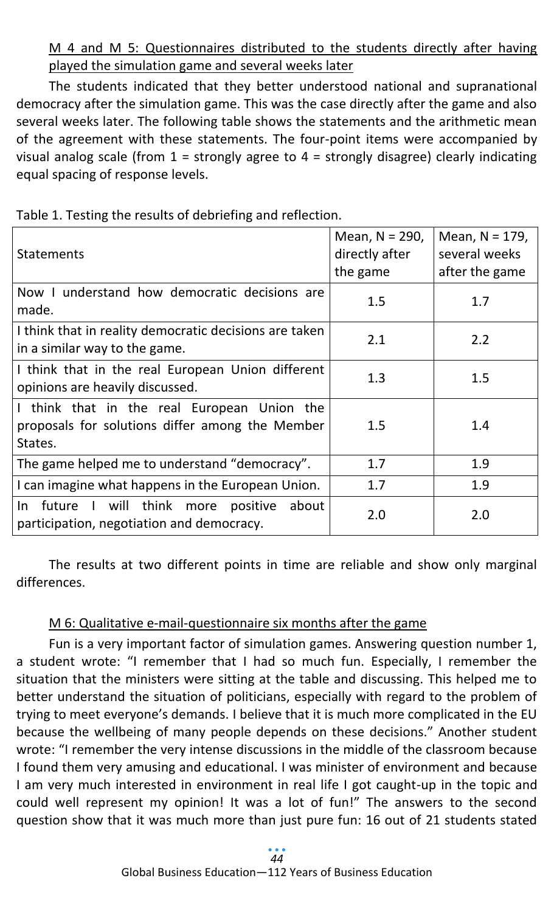M 4 and M 5: Questionnaires distributed to the students directly after having played the simulation game and several weeks later

The students indicated that they better understood national and supranational democracy after the simulation game. This was the case directly after the game and also several weeks later. The following table shows the statements and the arithmetic mean of the agreement with these statements. The four-point items were accompanied by visual analog scale (from 1 = strongly agree to 4 = strongly disagree) clearly indicating equal spacing of response levels.

Table 1. Testing the results of debriefing and reflection.

| Statements | Mean, N = 290, directly after the game | Mean, N = 179, several weeks after the game |
|---|---|---|
| Now I understand how democratic decisions are made. | 1.5 | 1.7 |
| I think that in reality democratic decisions are taken in a similar way to the game. | 2.1 | 2.2 |
| I think that in the real European Union different opinions are heavily discussed. | 1.3 | 1.5 |
| I think that in the real European Union the proposals for solutions differ among the Member States. | 1.5 | 1.4 |
| The game helped me to understand "democracy". | 1.7 | 1.9 |
| I can imagine what happens in the European Union. | 1.7 | 1.9 |
| In future I will think more positive about participation, negotiation and democracy. | 2.0 | 2.0 |

The results at two different points in time are reliable and show only marginal differences.

M 6: Qualitative e-mail-questionnaire six months after the game

Fun is a very important factor of simulation games. Answering question number 1, a student wrote: "I remember that I had so much fun. Especially, I remember the situation that the ministers were sitting at the table and discussing. This helped me to better understand the situation of politicians, especially with regard to the problem of trying to meet everyone's demands. I believe that it is much more complicated in the EU because the wellbeing of many people depends on these decisions." Another student wrote: "I remember the very intense discussions in the middle of the classroom because I found them very amusing and educational. I was minister of environment and because I am very much interested in environment in real life I got caught-up in the topic and could well represent my opinion! It was a lot of fun!" The answers to the second question show that it was much more than just pure fun: 16 out of 21 students stated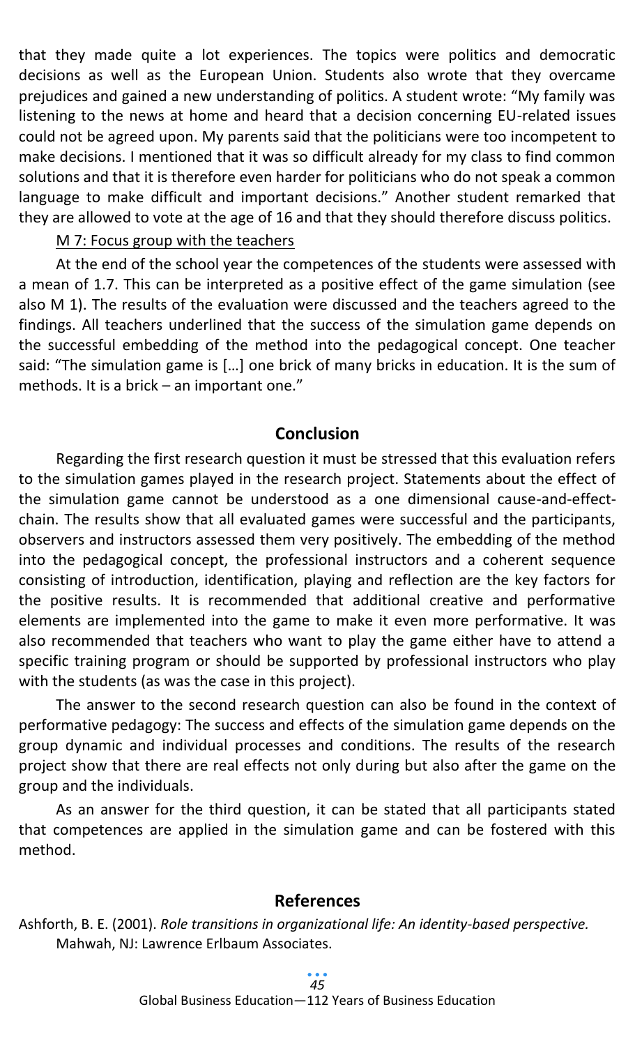that they made quite a lot experiences. The topics were politics and democratic decisions as well as the European Union. Students also wrote that they overcame prejudices and gained a new understanding of politics. A student wrote: "My family was listening to the news at home and heard that a decision concerning EU-related issues could not be agreed upon. My parents said that the politicians were too incompetent to make decisions. I mentioned that it was so difficult already for my class to find common solutions and that it is therefore even harder for politicians who do not speak a common language to make difficult and important decisions." Another student remarked that they are allowed to vote at the age of 16 and that they should therefore discuss politics.

M 7: Focus group with the teachers

At the end of the school year the competences of the students were assessed with a mean of 1.7. This can be interpreted as a positive effect of the game simulation (see also M 1). The results of the evaluation were discussed and the teachers agreed to the findings. All teachers underlined that the success of the simulation game depends on the successful embedding of the method into the pedagogical concept. One teacher said: "The simulation game is […] one brick of many bricks in education. It is the sum of methods. It is a brick – an important one."

## Conclusion

Regarding the first research question it must be stressed that this evaluation refers to the simulation games played in the research project. Statements about the effect of the simulation game cannot be understood as a one dimensional cause-and-effect-chain. The results show that all evaluated games were successful and the participants, observers and instructors assessed them very positively. The embedding of the method into the pedagogical concept, the professional instructors and a coherent sequence consisting of introduction, identification, playing and reflection are the key factors for the positive results. It is recommended that additional creative and performative elements are implemented into the game to make it even more performative. It was also recommended that teachers who want to play the game either have to attend a specific training program or should be supported by professional instructors who play with the students (as was the case in this project).

The answer to the second research question can also be found in the context of performative pedagogy: The success and effects of the simulation game depends on the group dynamic and individual processes and conditions. The results of the research project show that there are real effects not only during but also after the game on the group and the individuals.

As an answer for the third question, it can be stated that all participants stated that competences are applied in the simulation game and can be fostered with this method.

## References

Ashforth, B. E. (2001). *Role transitions in organizational life: An identity-based perspective.* Mahwah, NJ: Lawrence Erlbaum Associates.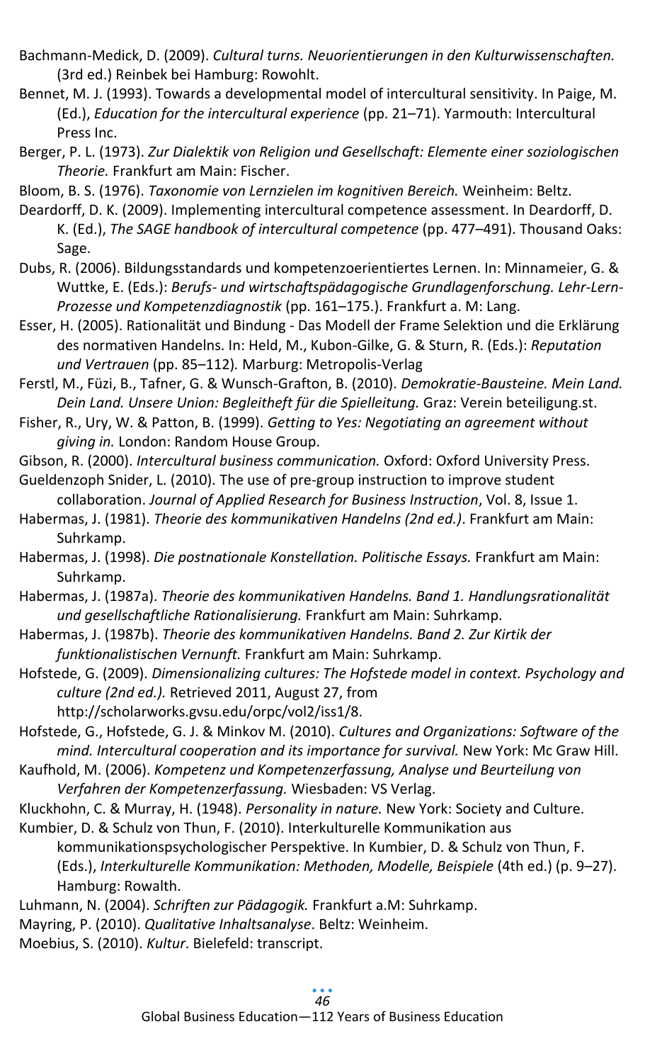Bachmann-Medick, D. (2009). *Cultural turns. Neuorientierungen in den Kulturwissenschaften.* (3rd ed.) Reinbek bei Hamburg: Rowohlt.

Bennet, M. J. (1993). Towards a developmental model of intercultural sensitivity. In Paige, M. (Ed.), *Education for the intercultural experience* (pp. 21–71). Yarmouth: Intercultural Press Inc.

Berger, P. L. (1973). *Zur Dialektik von Religion und Gesellschaft: Elemente einer soziologischen Theorie.* Frankfurt am Main: Fischer.

Bloom, B. S. (1976). *Taxonomie von Lernzielen im kognitiven Bereich.* Weinheim: Beltz.

Deardorff, D. K. (2009). Implementing intercultural competence assessment. In Deardorff, D. K. (Ed.), *The SAGE handbook of intercultural competence* (pp. 477–491). Thousand Oaks: Sage.

Dubs, R. (2006). Bildungsstandards und kompetenzoerientiertes Lernen. In: Minnameier, G. & Wuttke, E. (Eds.): *Berufs- und wirtschaftspädagogische Grundlagenforschung. Lehr-Lern-Prozesse und Kompetenzdiagnostik* (pp. 161–175.). Frankfurt a. M: Lang.

Esser, H. (2005). Rationalität und Bindung - Das Modell der Frame Selektion und die Erklärung des normativen Handelns. In: Held, M., Kubon-Gilke, G. & Sturn, R. (Eds.): *Reputation und Vertrauen* (pp. 85–112)*.* Marburg: Metropolis-Verlag

Ferstl, M., Füzi, B., Tafner, G. & Wunsch-Grafton, B. (2010). *Demokratie-Bausteine. Mein Land. Dein Land. Unsere Union: Begleitheft für die Spielleitung.* Graz: Verein beteiligung.st.

Fisher, R., Ury, W. & Patton, B. (1999). *Getting to Yes: Negotiating an agreement without giving in.* London: Random House Group.

Gibson, R. (2000). *Intercultural business communication.* Oxford: Oxford University Press.

Gueldenzoph Snider, L. (2010). The use of pre-group instruction to improve student collaboration. *Journal of Applied Research for Business Instruction*, Vol. 8, Issue 1.

Habermas, J. (1981). *Theorie des kommunikativen Handelns (2nd ed.)*. Frankfurt am Main: Suhrkamp.

Habermas, J. (1998). *Die postnationale Konstellation. Politische Essays.* Frankfurt am Main: Suhrkamp.

Habermas, J. (1987a). *Theorie des kommunikativen Handelns. Band 1. Handlungsrationalität und gesellschaftliche Rationalisierung.* Frankfurt am Main: Suhrkamp.

Habermas, J. (1987b). *Theorie des kommunikativen Handelns. Band 2. Zur Kirtik der funktionalistischen Vernunft.* Frankfurt am Main: Suhrkamp.

Hofstede, G. (2009). *Dimensionalizing cultures: The Hofstede model in context. Psychology and culture (2nd ed.).* Retrieved 2011, August 27, from http://scholarworks.gvsu.edu/orpc/vol2/iss1/8.

Hofstede, G., Hofstede, G. J. & Minkov M. (2010). *Cultures and Organizations: Software of the mind. Intercultural cooperation and its importance for survival.* New York: Mc Graw Hill.

Kaufhold, M. (2006). *Kompetenz und Kompetenzerfassung, Analyse und Beurteilung von Verfahren der Kompetenzerfassung.* Wiesbaden: VS Verlag.

Kluckhohn, C. & Murray, H. (1948). *Personality in nature.* New York: Society and Culture.

Kumbier, D. & Schulz von Thun, F. (2010). Interkulturelle Kommunikation aus kommunikationspsychologischer Perspektive. In Kumbier, D. & Schulz von Thun, F. (Eds.), *Interkulturelle Kommunikation: Methoden, Modelle, Beispiele* (4th ed.) (p. 9–27). Hamburg: Rowalth.

Luhmann, N. (2004). *Schriften zur Pädagogik.* Frankfurt a.M: Suhrkamp.

Mayring, P. (2010). *Qualitative Inhaltsanalyse*. Beltz: Weinheim.

Moebius, S. (2010). *Kultur*. Bielefeld: transcript.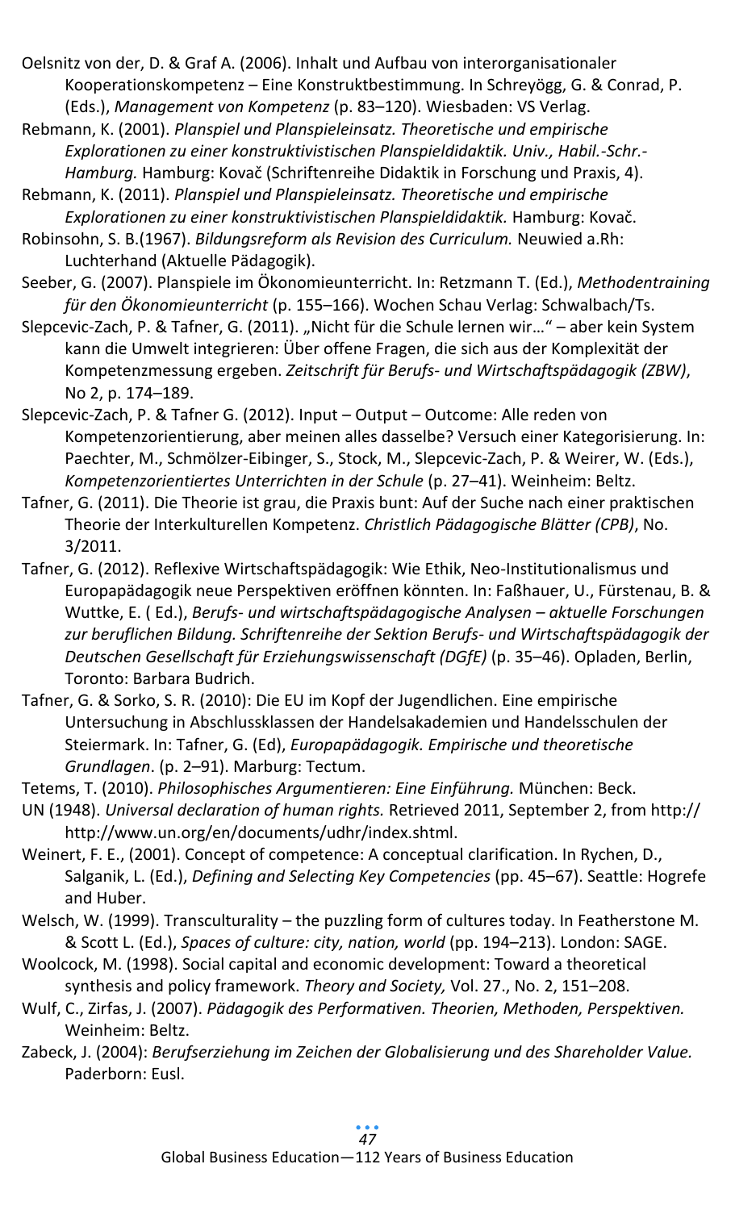Oelsnitz von der, D. & Graf A. (2006). Inhalt und Aufbau von interorganisationaler Kooperationskompetenz – Eine Konstruktbestimmung. In Schreyögg, G. & Conrad, P. (Eds.), *Management von Kompetenz* (p. 83–120). Wiesbaden: VS Verlag.

Rebmann, K. (2001). *Planspiel und Planspieleinsatz. Theoretische und empirische Explorationen zu einer konstruktivistischen Planspieldidaktik. Univ., Habil.-Schr.-Hamburg.* Hamburg: Kovač (Schriftenreihe Didaktik in Forschung und Praxis, 4).

Rebmann, K. (2011). *Planspiel und Planspieleinsatz. Theoretische und empirische Explorationen zu einer konstruktivistischen Planspieldidaktik.* Hamburg: Kovač.

Robinsohn, S. B.(1967). *Bildungsreform als Revision des Curriculum.* Neuwied a.Rh: Luchterhand (Aktuelle Pädagogik).

Seeber, G. (2007). Planspiele im Ökonomieunterricht. In: Retzmann T. (Ed.), *Methodentraining für den Ökonomieunterricht* (p. 155–166). Wochen Schau Verlag: Schwalbach/Ts.

Slepcevic-Zach, P. & Tafner, G. (2011). „Nicht für die Schule lernen wir…" – aber kein System kann die Umwelt integrieren: Über offene Fragen, die sich aus der Komplexität der Kompetenzmessung ergeben. *Zeitschrift für Berufs- und Wirtschaftspädagogik (ZBW)*, No 2, p. 174–189.

Slepcevic-Zach, P. & Tafner G. (2012). Input – Output – Outcome: Alle reden von Kompetenzorientierung, aber meinen alles dasselbe? Versuch einer Kategorisierung. In: Paechter, M., Schmölzer-Eibinger, S., Stock, M., Slepcevic-Zach, P. & Weirer, W. (Eds.), *Kompetenzorientiertes Unterrichten in der Schule* (p. 27–41). Weinheim: Beltz.

Tafner, G. (2011). Die Theorie ist grau, die Praxis bunt: Auf der Suche nach einer praktischen Theorie der Interkulturellen Kompetenz. *Christlich Pädagogische Blätter (CPB)*, No. 3/2011.

Tafner, G. (2012). Reflexive Wirtschaftspädagogik: Wie Ethik, Neo-Institutionalismus und Europapädagogik neue Perspektiven eröffnen könnten. In: Faßhauer, U., Fürstenau, B. & Wuttke, E. ( Ed.), *Berufs- und wirtschaftspädagogische Analysen – aktuelle Forschungen zur beruflichen Bildung. Schriftenreihe der Sektion Berufs- und Wirtschaftspädagogik der Deutschen Gesellschaft für Erziehungswissenschaft (DGfE)* (p. 35–46). Opladen, Berlin, Toronto: Barbara Budrich.

Tafner, G. & Sorko, S. R. (2010): Die EU im Kopf der Jugendlichen. Eine empirische Untersuchung in Abschlussklassen der Handelsakademien und Handelsschulen der Steiermark. In: Tafner, G. (Ed), *Europapädagogik. Empirische und theoretische Grundlagen*. (p. 2–91). Marburg: Tectum.

Tetems, T. (2010). *Philosophisches Argumentieren: Eine Einführung.* München: Beck.

UN (1948). *Universal declaration of human rights.* Retrieved 2011, September 2, from http:// http://www.un.org/en/documents/udhr/index.shtml.

Weinert, F. E., (2001). Concept of competence: A conceptual clarification. In Rychen, D., Salganik, L. (Ed.), *Defining and Selecting Key Competencies* (pp. 45–67). Seattle: Hogrefe and Huber.

Welsch, W. (1999). Transculturality – the puzzling form of cultures today. In Featherstone M. & Scott L. (Ed.), *Spaces of culture: city, nation, world* (pp. 194–213). London: SAGE.

Woolcock, M. (1998). Social capital and economic development: Toward a theoretical synthesis and policy framework. *Theory and Society,* Vol. 27., No. 2, 151–208.

Wulf, C., Zirfas, J. (2007). *Pädagogik des Performativen. Theorien, Methoden, Perspektiven.* Weinheim: Beltz.

Zabeck, J. (2004): *Berufserziehung im Zeichen der Globalisierung und des Shareholder Value.* Paderborn: Eusl.